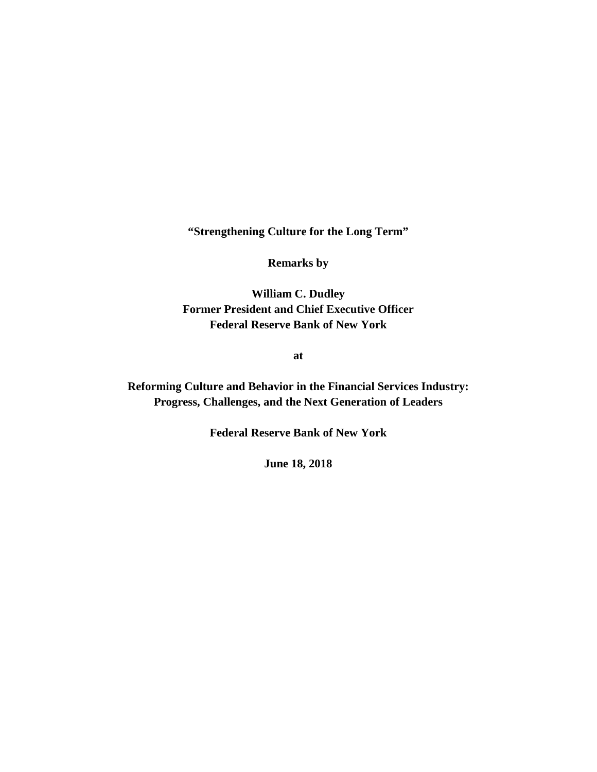**“Strengthening Culture for the Long Term”**

**Remarks by**

**William C. Dudley**
**Former President and Chief Executive Officer**
**Federal Reserve Bank of New York**

**at**

**Reforming Culture and Behavior in the Financial Services Industry:**
**Progress, Challenges, and the Next Generation of Leaders**

**Federal Reserve Bank of New York**

**June 18, 2018**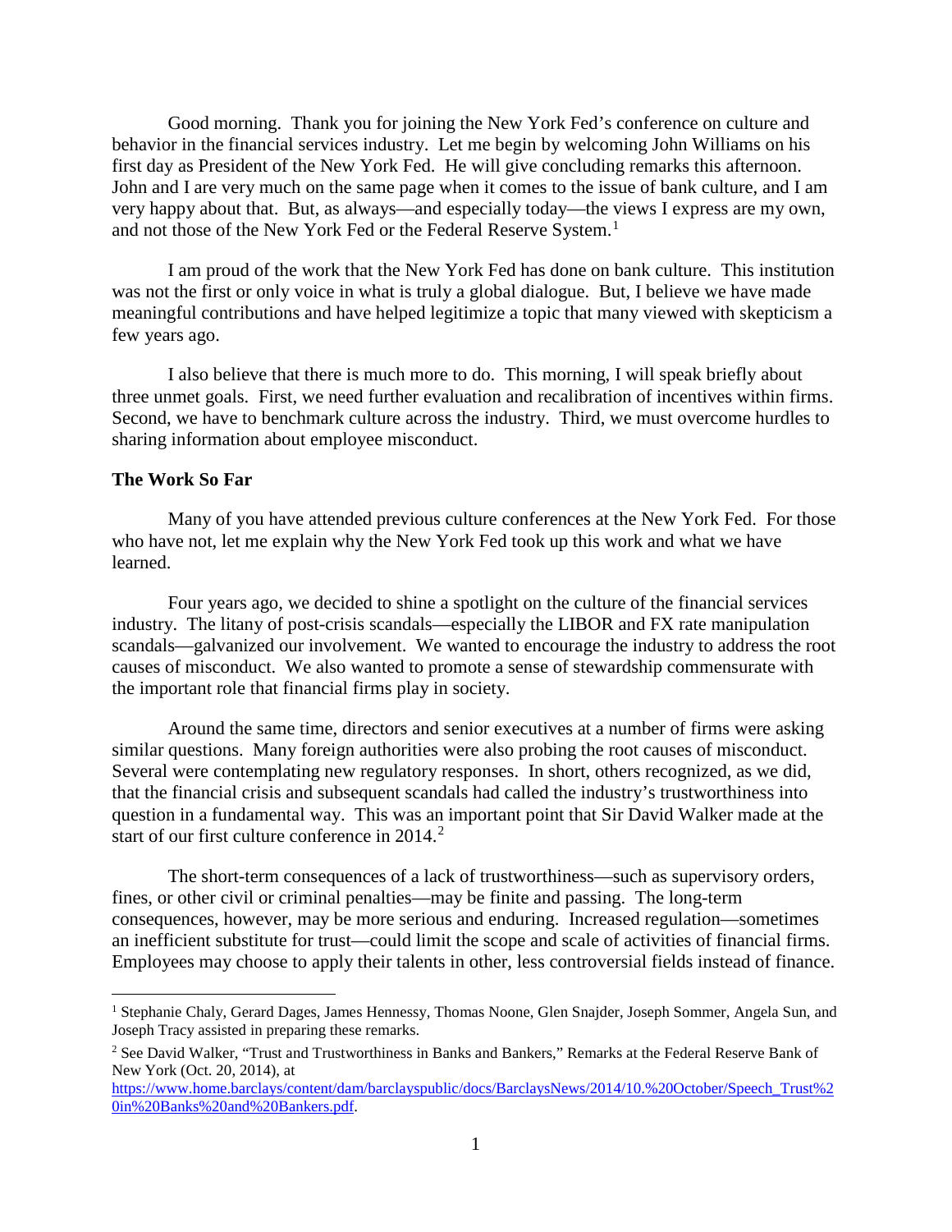Good morning. Thank you for joining the New York Fed's conference on culture and behavior in the financial services industry. Let me begin by welcoming John Williams on his first day as President of the New York Fed. He will give concluding remarks this afternoon. John and I are very much on the same page when it comes to the issue of bank culture, and I am very happy about that. But, as always—and especially today—the views I express are my own, and not those of the New York Fed or the Federal Reserve System.[1]

I am proud of the work that the New York Fed has done on bank culture. This institution was not the first or only voice in what is truly a global dialogue. But, I believe we have made meaningful contributions and have helped legitimize a topic that many viewed with skepticism a few years ago.

I also believe that there is much more to do. This morning, I will speak briefly about three unmet goals. First, we need further evaluation and recalibration of incentives within firms. Second, we have to benchmark culture across the industry. Third, we must overcome hurdles to sharing information about employee misconduct.

**The Work So Far**

Many of you have attended previous culture conferences at the New York Fed. For those who have not, let me explain why the New York Fed took up this work and what we have learned.

Four years ago, we decided to shine a spotlight on the culture of the financial services industry. The litany of post-crisis scandals—especially the LIBOR and FX rate manipulation scandals—galvanized our involvement. We wanted to encourage the industry to address the root causes of misconduct. We also wanted to promote a sense of stewardship commensurate with the important role that financial firms play in society.

Around the same time, directors and senior executives at a number of firms were asking similar questions. Many foreign authorities were also probing the root causes of misconduct. Several were contemplating new regulatory responses. In short, others recognized, as we did, that the financial crisis and subsequent scandals had called the industry's trustworthiness into question in a fundamental way. This was an important point that Sir David Walker made at the start of our first culture conference in 2014.[2]

The short-term consequences of a lack of trustworthiness—such as supervisory orders, fines, or other civil or criminal penalties—may be finite and passing. The long-term consequences, however, may be more serious and enduring. Increased regulation—sometimes an inefficient substitute for trust—could limit the scope and scale of activities of financial firms. Employees may choose to apply their talents in other, less controversial fields instead of finance.

---

[1] Stephanie Chaly, Gerard Dages, James Hennessy, Thomas Noone, Glen Snajder, Joseph Sommer, Angela Sun, and Joseph Tracy assisted in preparing these remarks.

[2] See David Walker, "Trust and Trustworthiness in Banks and Bankers," Remarks at the Federal Reserve Bank of New York (Oct. 20, 2014), at https://www.home.barclays/content/dam/barclayspublic/docs/BarclaysNews/2014/10.%20October/Speech_Trust%20in%20Banks%20and%20Bankers.pdf.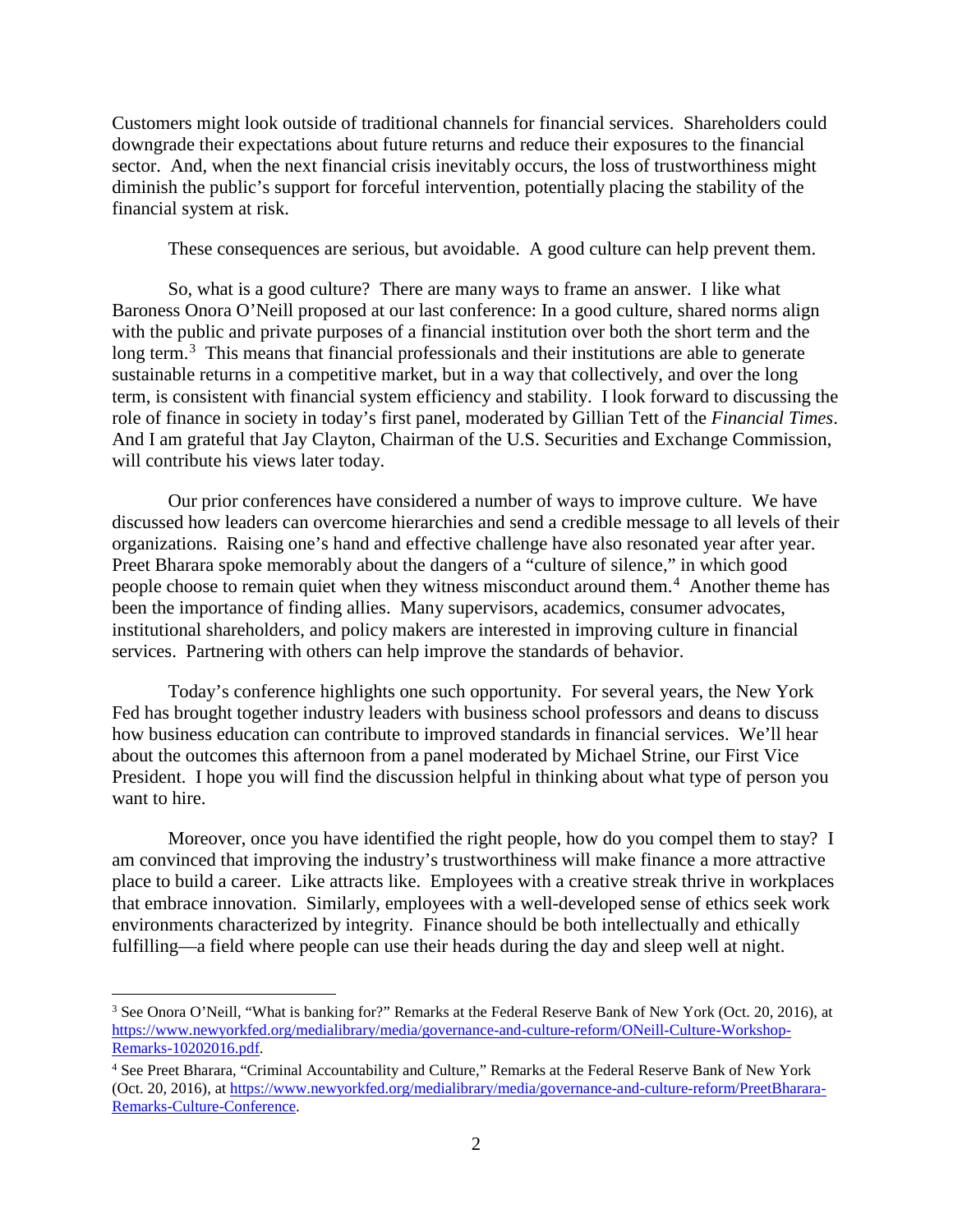Customers might look outside of traditional channels for financial services. Shareholders could downgrade their expectations about future returns and reduce their exposures to the financial sector. And, when the next financial crisis inevitably occurs, the loss of trustworthiness might diminish the public's support for forceful intervention, potentially placing the stability of the financial system at risk.

These consequences are serious, but avoidable. A good culture can help prevent them.

So, what is a good culture? There are many ways to frame an answer. I like what Baroness Onora O'Neill proposed at our last conference: In a good culture, shared norms align with the public and private purposes of a financial institution over both the short term and the long term.[3] This means that financial professionals and their institutions are able to generate sustainable returns in a competitive market, but in a way that collectively, and over the long term, is consistent with financial system efficiency and stability. I look forward to discussing the role of finance in society in today's first panel, moderated by Gillian Tett of the *Financial Times*. And I am grateful that Jay Clayton, Chairman of the U.S. Securities and Exchange Commission, will contribute his views later today.

Our prior conferences have considered a number of ways to improve culture. We have discussed how leaders can overcome hierarchies and send a credible message to all levels of their organizations. Raising one's hand and effective challenge have also resonated year after year. Preet Bharara spoke memorably about the dangers of a "culture of silence," in which good people choose to remain quiet when they witness misconduct around them.[4] Another theme has been the importance of finding allies. Many supervisors, academics, consumer advocates, institutional shareholders, and policy makers are interested in improving culture in financial services. Partnering with others can help improve the standards of behavior.

Today's conference highlights one such opportunity. For several years, the New York Fed has brought together industry leaders with business school professors and deans to discuss how business education can contribute to improved standards in financial services. We'll hear about the outcomes this afternoon from a panel moderated by Michael Strine, our First Vice President. I hope you will find the discussion helpful in thinking about what type of person you want to hire.

Moreover, once you have identified the right people, how do you compel them to stay? I am convinced that improving the industry's trustworthiness will make finance a more attractive place to build a career. Like attracts like. Employees with a creative streak thrive in workplaces that embrace innovation. Similarly, employees with a well-developed sense of ethics seek work environments characterized by integrity. Finance should be both intellectually and ethically fulfilling—a field where people can use their heads during the day and sleep well at night.

---

[3] See Onora O'Neill, "What is banking for?" Remarks at the Federal Reserve Bank of New York (Oct. 20, 2016), at https://www.newyorkfed.org/medialibrary/media/governance-and-culture-reform/ONeill-Culture-Workshop-Remarks-10202016.pdf.

[4] See Preet Bharara, "Criminal Accountability and Culture," Remarks at the Federal Reserve Bank of New York (Oct. 20, 2016), at https://www.newyorkfed.org/medialibrary/media/governance-and-culture-reform/PreetBharara-Remarks-Culture-Conference.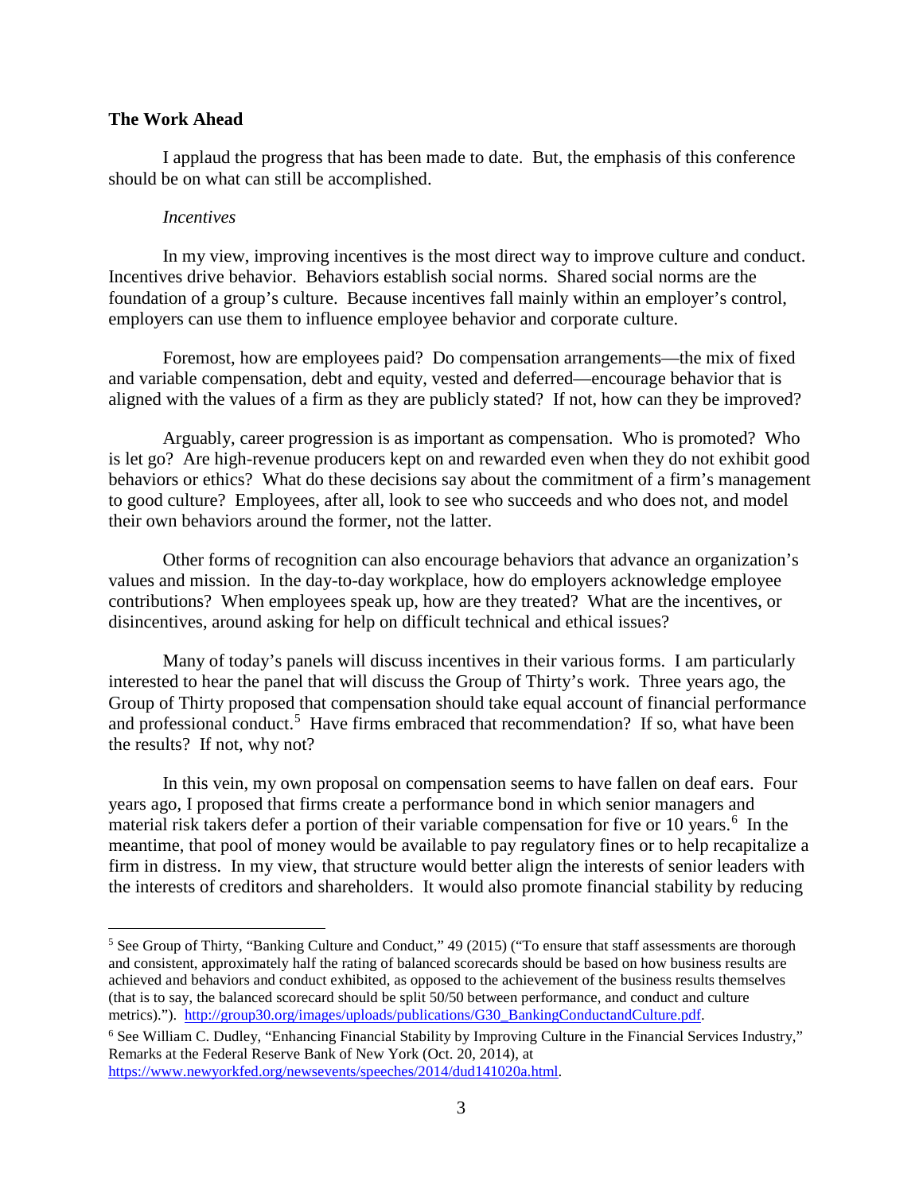## The Work Ahead

I applaud the progress that has been made to date. But, the emphasis of this conference should be on what can still be accomplished.

### *Incentives*

In my view, improving incentives is the most direct way to improve culture and conduct. Incentives drive behavior. Behaviors establish social norms. Shared social norms are the foundation of a group's culture. Because incentives fall mainly within an employer's control, employers can use them to influence employee behavior and corporate culture.

Foremost, how are employees paid? Do compensation arrangements—the mix of fixed and variable compensation, debt and equity, vested and deferred—encourage behavior that is aligned with the values of a firm as they are publicly stated? If not, how can they be improved?

Arguably, career progression is as important as compensation. Who is promoted? Who is let go? Are high-revenue producers kept on and rewarded even when they do not exhibit good behaviors or ethics? What do these decisions say about the commitment of a firm's management to good culture? Employees, after all, look to see who succeeds and who does not, and model their own behaviors around the former, not the latter.

Other forms of recognition can also encourage behaviors that advance an organization's values and mission. In the day-to-day workplace, how do employers acknowledge employee contributions? When employees speak up, how are they treated? What are the incentives, or disincentives, around asking for help on difficult technical and ethical issues?

Many of today's panels will discuss incentives in their various forms. I am particularly interested to hear the panel that will discuss the Group of Thirty's work. Three years ago, the Group of Thirty proposed that compensation should take equal account of financial performance and professional conduct.[5] Have firms embraced that recommendation? If so, what have been the results? If not, why not?

In this vein, my own proposal on compensation seems to have fallen on deaf ears. Four years ago, I proposed that firms create a performance bond in which senior managers and material risk takers defer a portion of their variable compensation for five or 10 years.[6] In the meantime, that pool of money would be available to pay regulatory fines or to help recapitalize a firm in distress. In my view, that structure would better align the interests of senior leaders with the interests of creditors and shareholders. It would also promote financial stability by reducing

---

[5] See Group of Thirty, "Banking Culture and Conduct," 49 (2015) ("To ensure that staff assessments are thorough and consistent, approximately half the rating of balanced scorecards should be based on how business results are achieved and behaviors and conduct exhibited, as opposed to the achievement of the business results themselves (that is to say, the balanced scorecard should be split 50/50 between performance, and conduct and culture metrics)."). http://group30.org/images/uploads/publications/G30_BankingConductandCulture.pdf.

[6] See William C. Dudley, "Enhancing Financial Stability by Improving Culture in the Financial Services Industry," Remarks at the Federal Reserve Bank of New York (Oct. 20, 2014), at https://www.newyorkfed.org/newsevents/speeches/2014/dud141020a.html.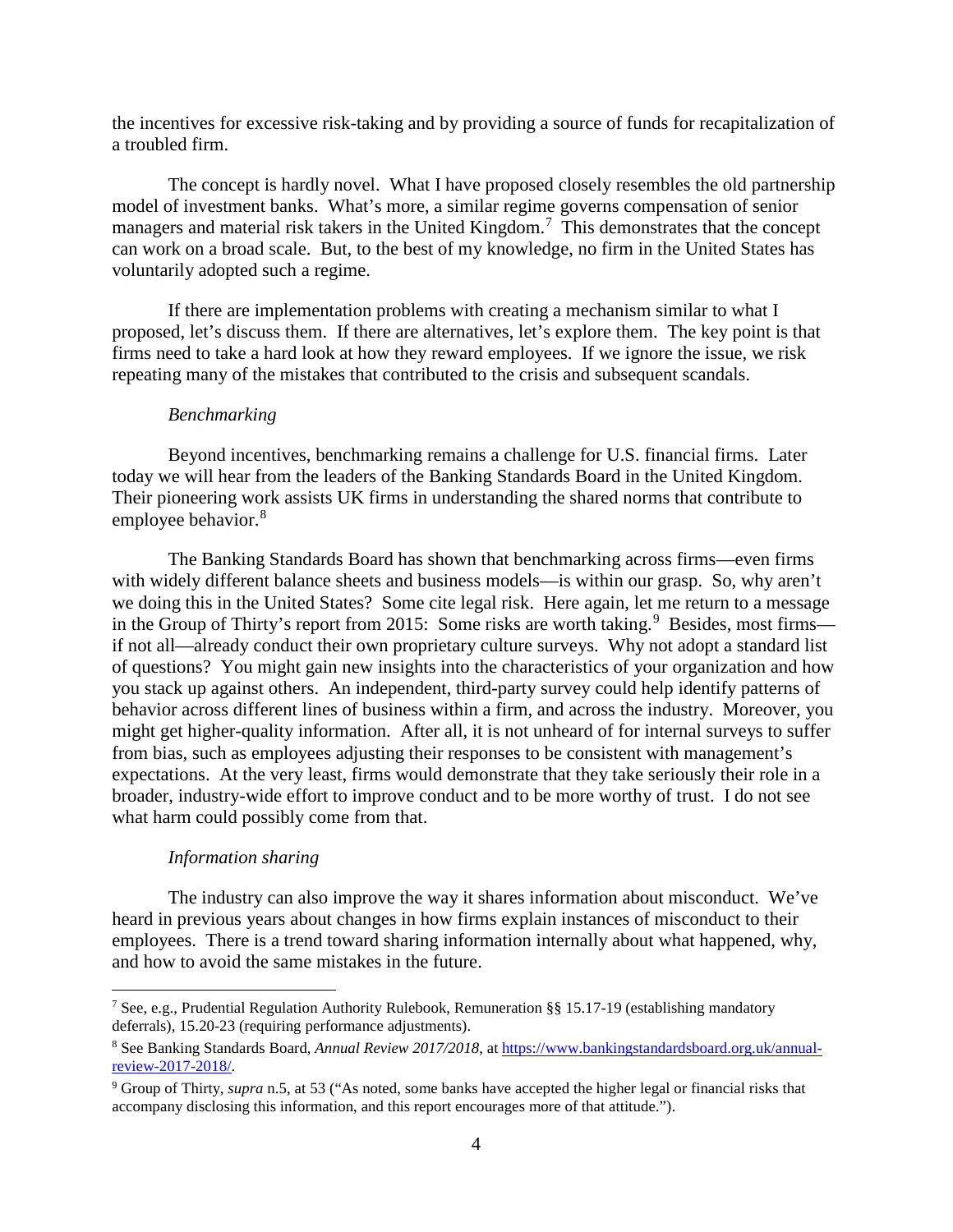the incentives for excessive risk-taking and by providing a source of funds for recapitalization of a troubled firm.

The concept is hardly novel. What I have proposed closely resembles the old partnership model of investment banks. What's more, a similar regime governs compensation of senior managers and material risk takers in the United Kingdom.[7] This demonstrates that the concept can work on a broad scale. But, to the best of my knowledge, no firm in the United States has voluntarily adopted such a regime.

If there are implementation problems with creating a mechanism similar to what I proposed, let's discuss them. If there are alternatives, let's explore them. The key point is that firms need to take a hard look at how they reward employees. If we ignore the issue, we risk repeating many of the mistakes that contributed to the crisis and subsequent scandals.

*Benchmarking*

Beyond incentives, benchmarking remains a challenge for U.S. financial firms. Later today we will hear from the leaders of the Banking Standards Board in the United Kingdom. Their pioneering work assists UK firms in understanding the shared norms that contribute to employee behavior.[8]

The Banking Standards Board has shown that benchmarking across firms—even firms with widely different balance sheets and business models—is within our grasp. So, why aren't we doing this in the United States? Some cite legal risk. Here again, let me return to a message in the Group of Thirty's report from 2015: Some risks are worth taking.[9] Besides, most firms—if not all—already conduct their own proprietary culture surveys. Why not adopt a standard list of questions? You might gain new insights into the characteristics of your organization and how you stack up against others. An independent, third-party survey could help identify patterns of behavior across different lines of business within a firm, and across the industry. Moreover, you might get higher-quality information. After all, it is not unheard of for internal surveys to suffer from bias, such as employees adjusting their responses to be consistent with management's expectations. At the very least, firms would demonstrate that they take seriously their role in a broader, industry-wide effort to improve conduct and to be more worthy of trust. I do not see what harm could possibly come from that.

*Information sharing*

The industry can also improve the way it shares information about misconduct. We've heard in previous years about changes in how firms explain instances of misconduct to their employees. There is a trend toward sharing information internally about what happened, why, and how to avoid the same mistakes in the future.

---

[7] See, e.g., Prudential Regulation Authority Rulebook, Remuneration §§ 15.17-19 (establishing mandatory deferrals), 15.20-23 (requiring performance adjustments).

[8] See Banking Standards Board, *Annual Review 2017/2018*, at https://www.bankingstandardsboard.org.uk/annual-review-2017-2018/.

[9] Group of Thirty, *supra* n.5, at 53 ("As noted, some banks have accepted the higher legal or financial risks that accompany disclosing this information, and this report encourages more of that attitude.").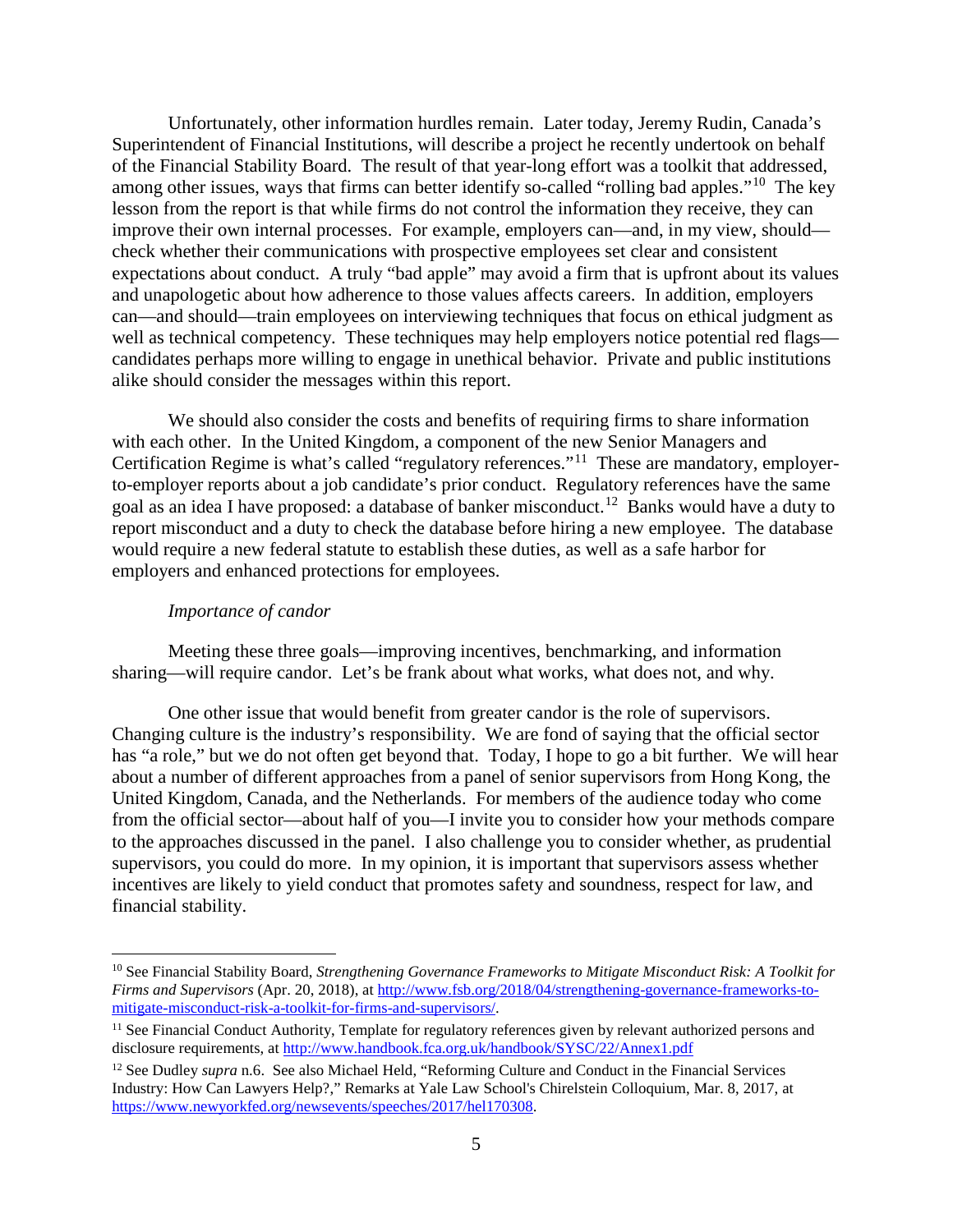Unfortunately, other information hurdles remain. Later today, Jeremy Rudin, Canada's Superintendent of Financial Institutions, will describe a project he recently undertook on behalf of the Financial Stability Board. The result of that year-long effort was a toolkit that addressed, among other issues, ways that firms can better identify so-called "rolling bad apples."[10] The key lesson from the report is that while firms do not control the information they receive, they can improve their own internal processes. For example, employers can—and, in my view, should—check whether their communications with prospective employees set clear and consistent expectations about conduct. A truly "bad apple" may avoid a firm that is upfront about its values and unapologetic about how adherence to those values affects careers. In addition, employers can—and should—train employees on interviewing techniques that focus on ethical judgment as well as technical competency. These techniques may help employers notice potential red flags—candidates perhaps more willing to engage in unethical behavior. Private and public institutions alike should consider the messages within this report.

We should also consider the costs and benefits of requiring firms to share information with each other. In the United Kingdom, a component of the new Senior Managers and Certification Regime is what's called "regulatory references."[11] These are mandatory, employer-to-employer reports about a job candidate's prior conduct. Regulatory references have the same goal as an idea I have proposed: a database of banker misconduct.[12] Banks would have a duty to report misconduct and a duty to check the database before hiring a new employee. The database would require a new federal statute to establish these duties, as well as a safe harbor for employers and enhanced protections for employees.

*Importance of candor*

Meeting these three goals—improving incentives, benchmarking, and information sharing—will require candor. Let's be frank about what works, what does not, and why.

One other issue that would benefit from greater candor is the role of supervisors. Changing culture is the industry's responsibility. We are fond of saying that the official sector has "a role," but we do not often get beyond that. Today, I hope to go a bit further. We will hear about a number of different approaches from a panel of senior supervisors from Hong Kong, the United Kingdom, Canada, and the Netherlands. For members of the audience today who come from the official sector—about half of you—I invite you to consider how your methods compare to the approaches discussed in the panel. I also challenge you to consider whether, as prudential supervisors, you could do more. In my opinion, it is important that supervisors assess whether incentives are likely to yield conduct that promotes safety and soundness, respect for law, and financial stability.

---

[10] See Financial Stability Board, *Strengthening Governance Frameworks to Mitigate Misconduct Risk: A Toolkit for Firms and Supervisors* (Apr. 20, 2018), at http://www.fsb.org/2018/04/strengthening-governance-frameworks-to-mitigate-misconduct-risk-a-toolkit-for-firms-and-supervisors/.

[11] See Financial Conduct Authority, Template for regulatory references given by relevant authorized persons and disclosure requirements, at http://www.handbook.fca.org.uk/handbook/SYSC/22/Annex1.pdf

[12] See Dudley *supra* n.6. See also Michael Held, "Reforming Culture and Conduct in the Financial Services Industry: How Can Lawyers Help?," Remarks at Yale Law School's Chirelstein Colloquium, Mar. 8, 2017, at https://www.newyorkfed.org/newsevents/speeches/2017/hel170308.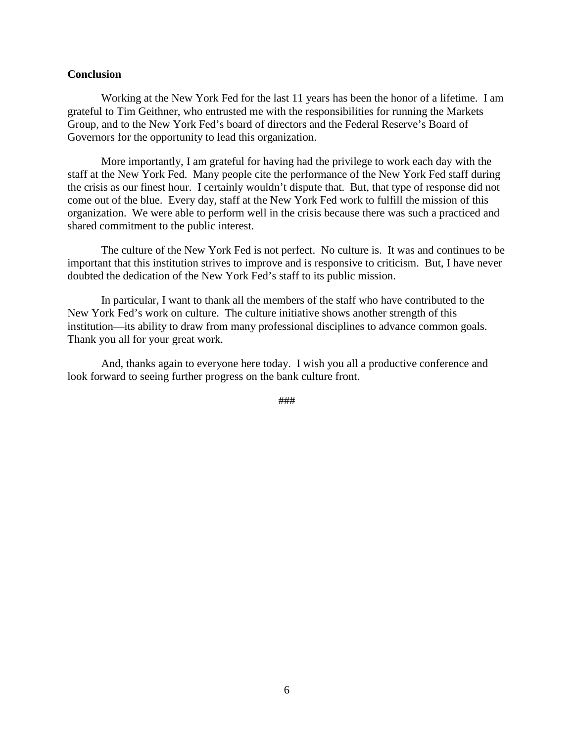**Conclusion**

Working at the New York Fed for the last 11 years has been the honor of a lifetime. I am grateful to Tim Geithner, who entrusted me with the responsibilities for running the Markets Group, and to the New York Fed's board of directors and the Federal Reserve's Board of Governors for the opportunity to lead this organization.

More importantly, I am grateful for having had the privilege to work each day with the staff at the New York Fed. Many people cite the performance of the New York Fed staff during the crisis as our finest hour. I certainly wouldn't dispute that. But, that type of response did not come out of the blue. Every day, staff at the New York Fed work to fulfill the mission of this organization. We were able to perform well in the crisis because there was such a practiced and shared commitment to the public interest.

The culture of the New York Fed is not perfect. No culture is. It was and continues to be important that this institution strives to improve and is responsive to criticism. But, I have never doubted the dedication of the New York Fed's staff to its public mission.

In particular, I want to thank all the members of the staff who have contributed to the New York Fed's work on culture. The culture initiative shows another strength of this institution—its ability to draw from many professional disciplines to advance common goals. Thank you all for your great work.

And, thanks again to everyone here today. I wish you all a productive conference and look forward to seeing further progress on the bank culture front.

###